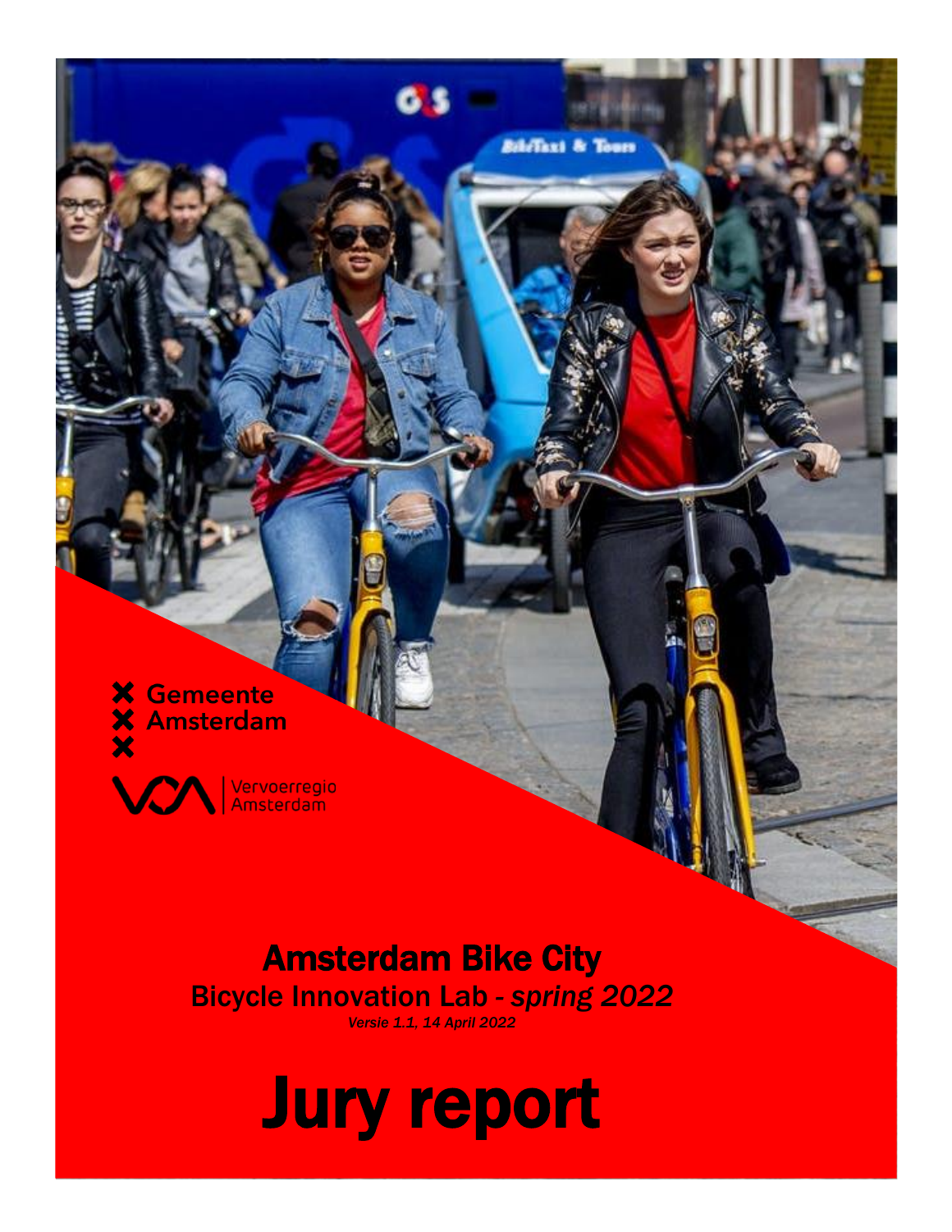Gemeente Amsterdam

Vervoerregio Amsterdam

# Amsterdam Bike City

## Bicycle Innovation Lab - *spring 2022*

*Versie 1.1, 14 April 2022*

# Jury report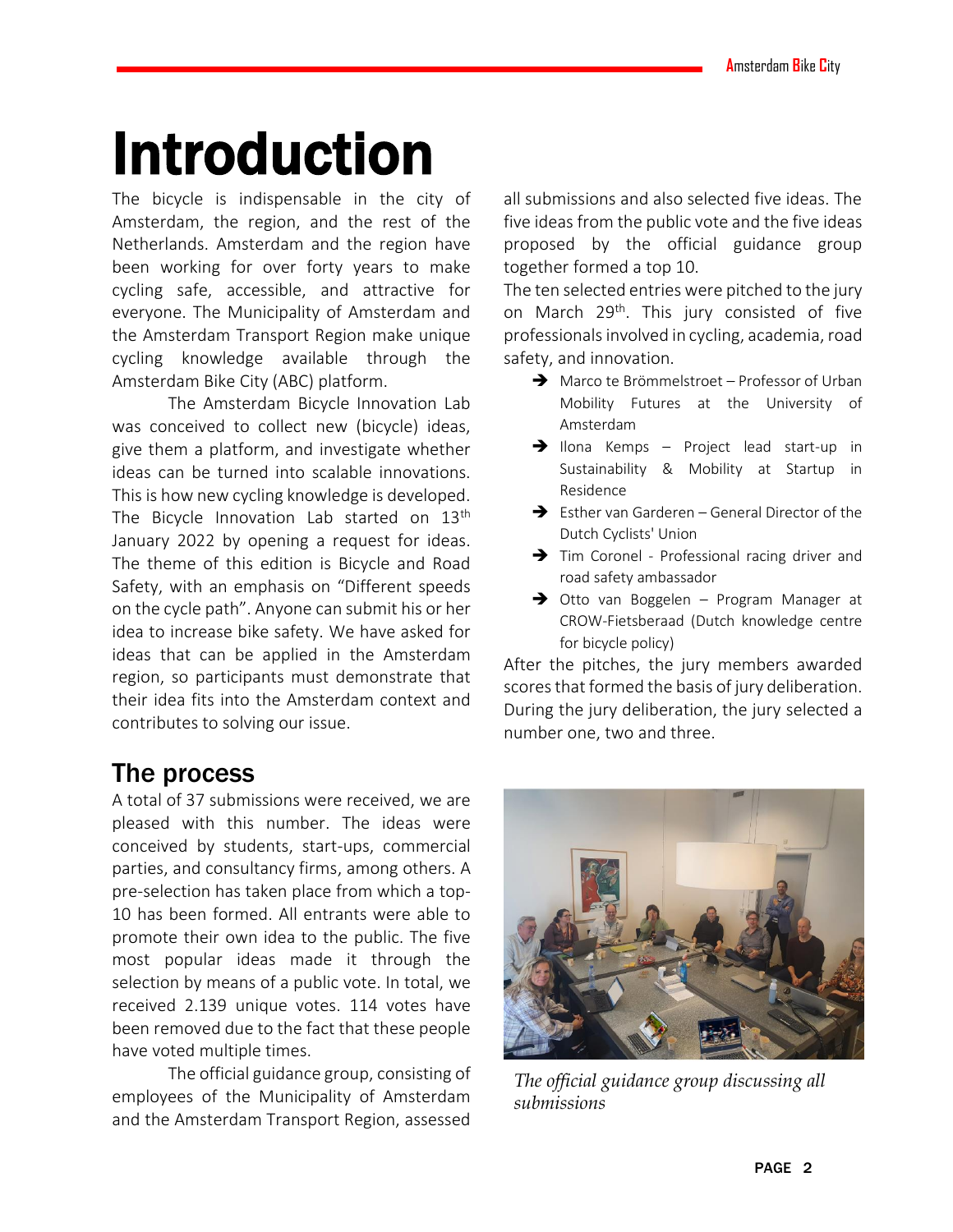# Introduction

The bicycle is indispensable in the city of Amsterdam, the region, and the rest of the Netherlands. Amsterdam and the region have been working for over forty years to make cycling safe, accessible, and attractive for everyone. The Municipality of Amsterdam and the Amsterdam Transport Region make unique cycling knowledge available through the Amsterdam Bike City (ABC) platform.

The Amsterdam Bicycle Innovation Lab was conceived to collect new (bicycle) ideas, give them a platform, and investigate whether ideas can be turned into scalable innovations. This is how new cycling knowledge is developed. The Bicycle Innovation Lab started on 13th January 2022 by opening a request for ideas. The theme of this edition is Bicycle and Road Safety, with an emphasis on "Different speeds on the cycle path". Anyone can submit his or her idea to increase bike safety. We have asked for ideas that can be applied in the Amsterdam region, so participants must demonstrate that their idea fits into the Amsterdam context and contributes to solving our issue.

## The process

A total of 37 submissions were received, we are pleased with this number. The ideas were conceived by students, start-ups, commercial parties, and consultancy firms, among others. A pre-selection has taken place from which a top-10 has been formed. All entrants were able to promote their own idea to the public. The five most popular ideas made it through the selection by means of a public vote. In total, we received 2.139 unique votes. 114 votes have been removed due to the fact that these people have voted multiple times.

The official guidance group, consisting of employees of the Municipality of Amsterdam and the Amsterdam Transport Region, assessed all submissions and also selected five ideas. The five ideas from the public vote and the five ideas proposed by the official guidance group together formed a top 10.

The ten selected entries were pitched to the jury on March 29th. This jury consisted of five professionals involved in cycling, academia, road safety, and innovation.

- Marco te Brömmelstroet – Professor of Urban Mobility Futures at the University of Amsterdam
- Ilona Kemps – Project lead start-up in Sustainability & Mobility at Startup in Residence
- Esther van Garderen – General Director of the Dutch Cyclists' Union
- Tim Coronel - Professional racing driver and road safety ambassador
- Otto van Boggelen – Program Manager at CROW-Fietsberaad (Dutch knowledge centre for bicycle policy)

After the pitches, the jury members awarded scores that formed the basis of jury deliberation. During the jury deliberation, the jury selected a number one, two and three.

*The official guidance group discussing all submissions*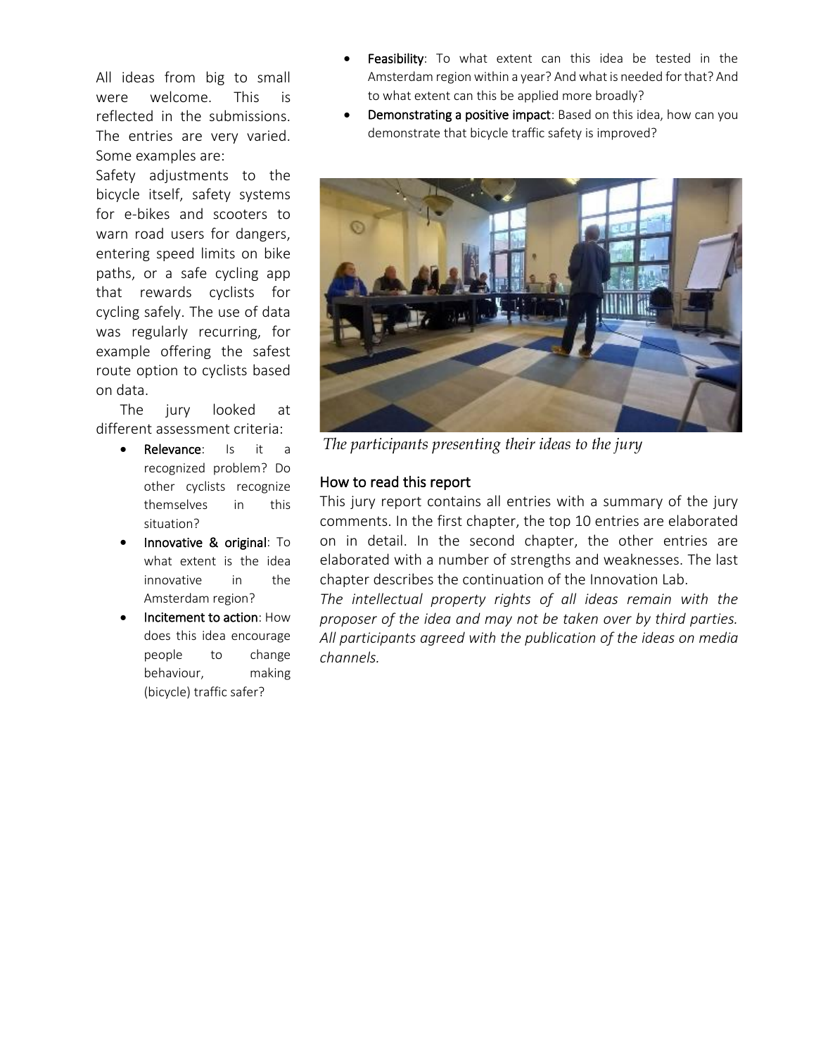All ideas from big to small were welcome. This is reflected in the submissions. The entries are very varied. Some examples are:

Safety adjustments to the bicycle itself, safety systems for e-bikes and scooters to warn road users for dangers, entering speed limits on bike paths, or a safe cycling app that rewards cyclists for cycling safely. The use of data was regularly recurring, for example offering the safest route option to cyclists based on data.

The jury looked at different assessment criteria:

- **Relevance**: Is it a recognized problem? Do other cyclists recognize themselves in this situation?
- **Innovative & original**: To what extent is the idea innovative in the Amsterdam region?
- **Incitement to action**: How does this idea encourage people to change behaviour, making (bicycle) traffic safer?
- **Feasibility**: To what extent can this idea be tested in the Amsterdam region within a year? And what is needed for that? And to what extent can this be applied more broadly?
- **Demonstrating a positive impact**: Based on this idea, how can you demonstrate that bicycle traffic safety is improved?

*The participants presenting their ideas to the jury*

## How to read this report

This jury report contains all entries with a summary of the jury comments. In the first chapter, the top 10 entries are elaborated on in detail. In the second chapter, the other entries are elaborated with a number of strengths and weaknesses. The last chapter describes the continuation of the Innovation Lab.

*The intellectual property rights of all ideas remain with the proposer of the idea and may not be taken over by third parties. All participants agreed with the publication of the ideas on media channels.*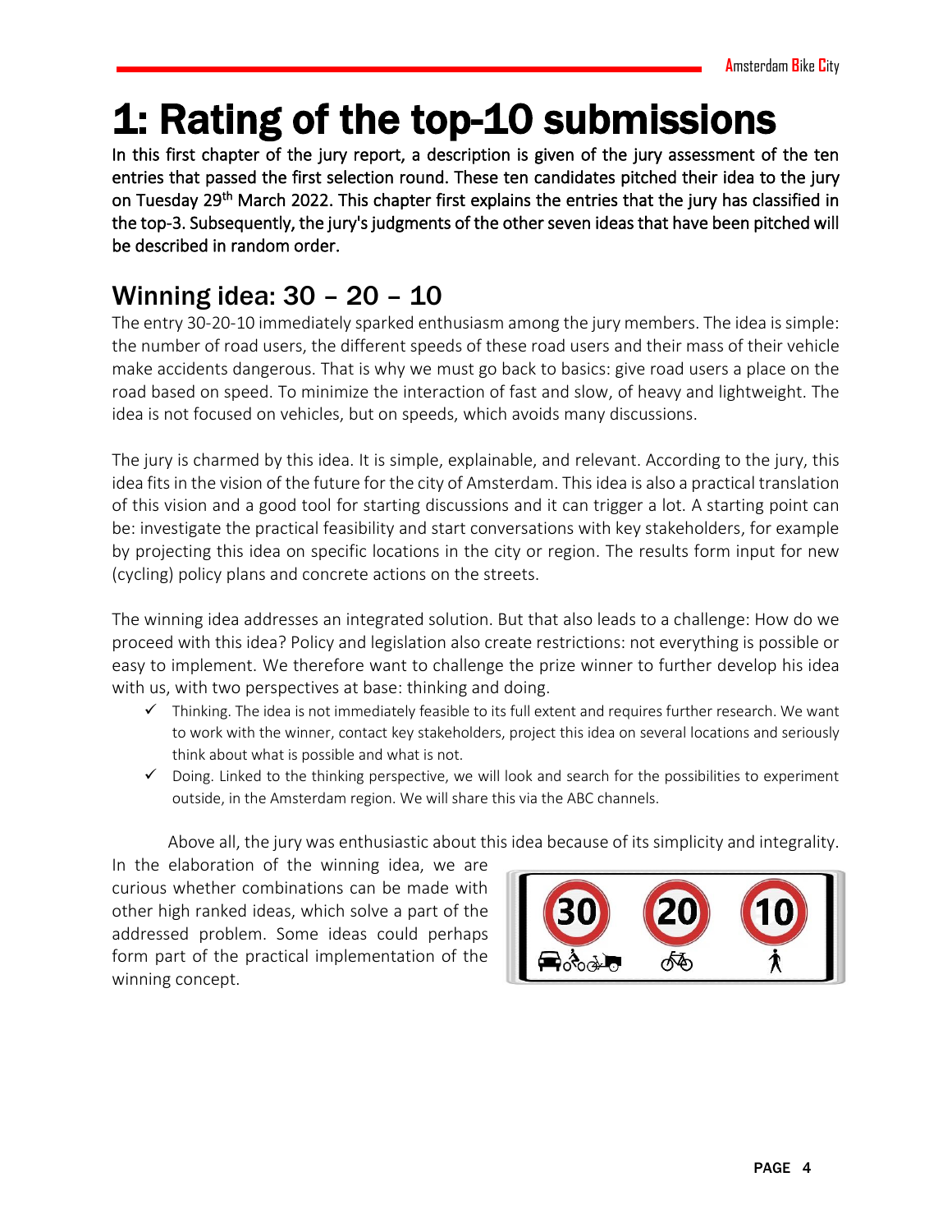# 1: Rating of the top-10 submissions

**In this first chapter of the jury report, a description is given of the jury assessment of the ten entries that passed the first selection round. These ten candidates pitched their idea to the jury on Tuesday 29th March 2022. This chapter first explains the entries that the jury has classified in the top-3. Subsequently, the jury's judgments of the other seven ideas that have been pitched will be described in random order.**

## Winning idea: 30 – 20 – 10

The entry 30-20-10 immediately sparked enthusiasm among the jury members. The idea is simple: the number of road users, the different speeds of these road users and their mass of their vehicle make accidents dangerous. That is why we must go back to basics: give road users a place on the road based on speed. To minimize the interaction of fast and slow, of heavy and lightweight. The idea is not focused on vehicles, but on speeds, which avoids many discussions.

The jury is charmed by this idea. It is simple, explainable, and relevant. According to the jury, this idea fits in the vision of the future for the city of Amsterdam. This idea is also a practical translation of this vision and a good tool for starting discussions and it can trigger a lot. A starting point can be: investigate the practical feasibility and start conversations with key stakeholders, for example by projecting this idea on specific locations in the city or region. The results form input for new (cycling) policy plans and concrete actions on the streets.

The winning idea addresses an integrated solution. But that also leads to a challenge: How do we proceed with this idea? Policy and legislation also create restrictions: not everything is possible or easy to implement. We therefore want to challenge the prize winner to further develop his idea with us, with two perspectives at base: thinking and doing.

- ✓ Thinking. The idea is not immediately feasible to its full extent and requires further research. We want to work with the winner, contact key stakeholders, project this idea on several locations and seriously think about what is possible and what is not.
- ✓ Doing. Linked to the thinking perspective, we will look and search for the possibilities to experiment outside, in the Amsterdam region. We will share this via the ABC channels.

Above all, the jury was enthusiastic about this idea because of its simplicity and integrality. In the elaboration of the winning idea, we are curious whether combinations can be made with other high ranked ideas, which solve a part of the addressed problem. Some ideas could perhaps form part of the practical implementation of the winning concept.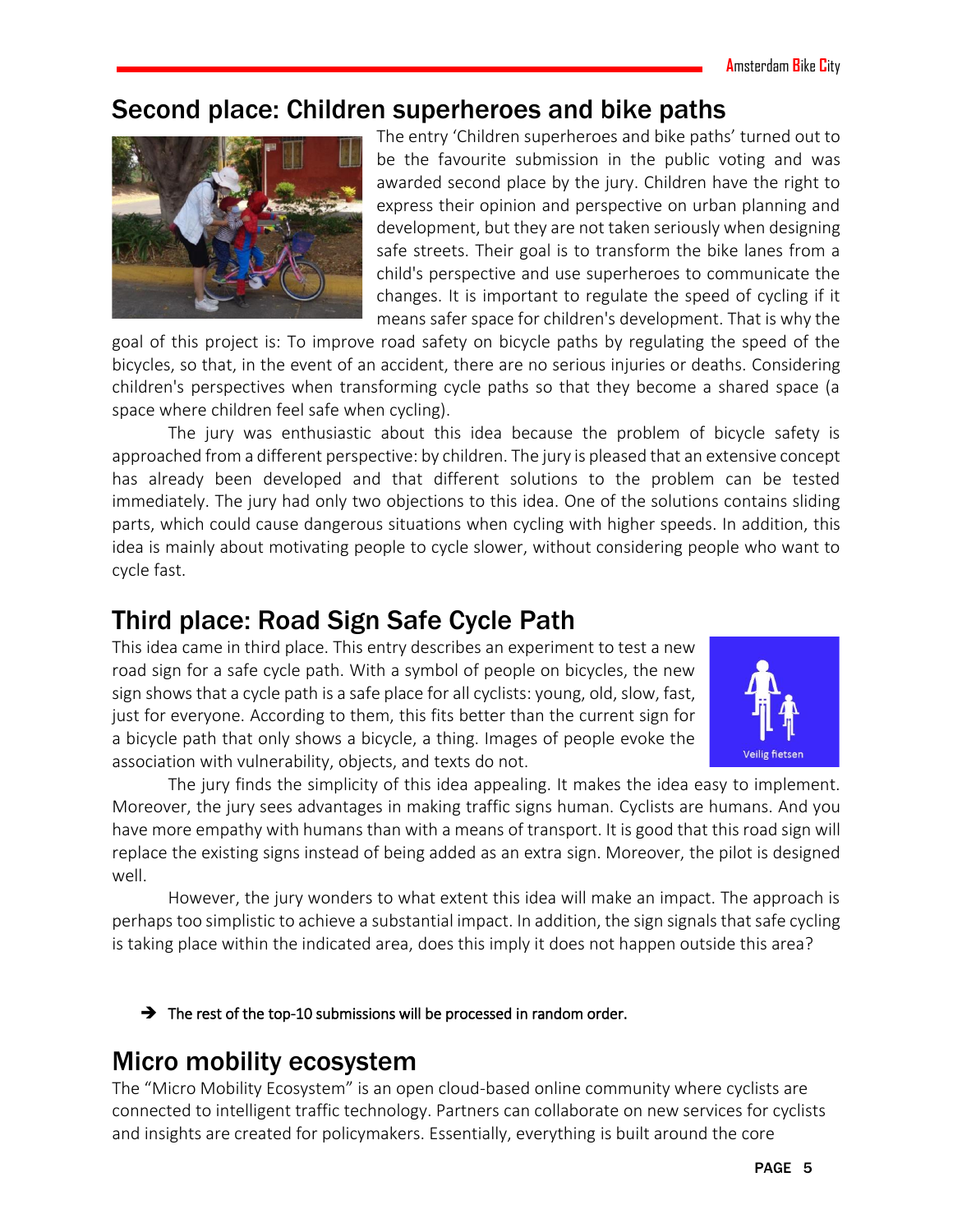## Second place: Children superheroes and bike paths

The entry 'Children superheroes and bike paths' turned out to be the favourite submission in the public voting and was awarded second place by the jury. Children have the right to express their opinion and perspective on urban planning and development, but they are not taken seriously when designing safe streets. Their goal is to transform the bike lanes from a child's perspective and use superheroes to communicate the changes. It is important to regulate the speed of cycling if it means safer space for children's development. That is why the goal of this project is: To improve road safety on bicycle paths by regulating the speed of the bicycles, so that, in the event of an accident, there are no serious injuries or deaths. Considering children's perspectives when transforming cycle paths so that they become a shared space (a space where children feel safe when cycling).

The jury was enthusiastic about this idea because the problem of bicycle safety is approached from a different perspective: by children. The jury is pleased that an extensive concept has already been developed and that different solutions to the problem can be tested immediately. The jury had only two objections to this idea. One of the solutions contains sliding parts, which could cause dangerous situations when cycling with higher speeds. In addition, this idea is mainly about motivating people to cycle slower, without considering people who want to cycle fast.

## Third place: Road Sign Safe Cycle Path

This idea came in third place. This entry describes an experiment to test a new road sign for a safe cycle path. With a symbol of people on bicycles, the new sign shows that a cycle path is a safe place for all cyclists: young, old, slow, fast, just for everyone. According to them, this fits better than the current sign for a bicycle path that only shows a bicycle, a thing. Images of people evoke the association with vulnerability, objects, and texts do not.

Veilig fietsen

The jury finds the simplicity of this idea appealing. It makes the idea easy to implement. Moreover, the jury sees advantages in making traffic signs human. Cyclists are humans. And you have more empathy with humans than with a means of transport. It is good that this road sign will replace the existing signs instead of being added as an extra sign. Moreover, the pilot is designed well.

However, the jury wonders to what extent this idea will make an impact. The approach is perhaps too simplistic to achieve a substantial impact. In addition, the sign signals that safe cycling is taking place within the indicated area, does this imply it does not happen outside this area?

➔ **The rest of the top-10 submissions will be processed in random order.**

## Micro mobility ecosystem

The "Micro Mobility Ecosystem" is an open cloud-based online community where cyclists are connected to intelligent traffic technology. Partners can collaborate on new services for cyclists and insights are created for policymakers. Essentially, everything is built around the core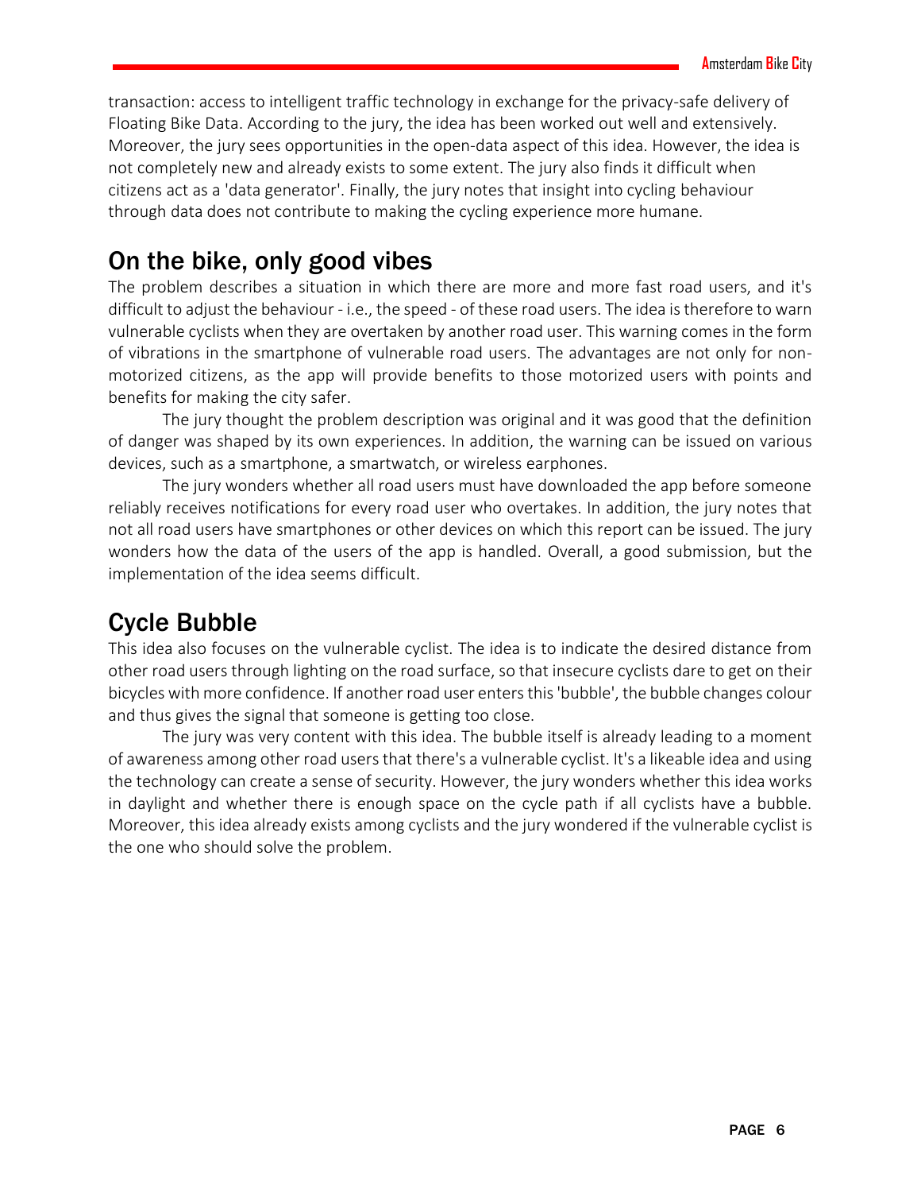transaction: access to intelligent traffic technology in exchange for the privacy-safe delivery of Floating Bike Data. According to the jury, the idea has been worked out well and extensively. Moreover, the jury sees opportunities in the open-data aspect of this idea. However, the idea is not completely new and already exists to some extent. The jury also finds it difficult when citizens act as a 'data generator'. Finally, the jury notes that insight into cycling behaviour through data does not contribute to making the cycling experience more humane.

## On the bike, only good vibes

The problem describes a situation in which there are more and more fast road users, and it's difficult to adjust the behaviour - i.e., the speed - of these road users. The idea is therefore to warn vulnerable cyclists when they are overtaken by another road user. This warning comes in the form of vibrations in the smartphone of vulnerable road users. The advantages are not only for non-motorized citizens, as the app will provide benefits to those motorized users with points and benefits for making the city safer.

The jury thought the problem description was original and it was good that the definition of danger was shaped by its own experiences. In addition, the warning can be issued on various devices, such as a smartphone, a smartwatch, or wireless earphones.

The jury wonders whether all road users must have downloaded the app before someone reliably receives notifications for every road user who overtakes. In addition, the jury notes that not all road users have smartphones or other devices on which this report can be issued. The jury wonders how the data of the users of the app is handled. Overall, a good submission, but the implementation of the idea seems difficult.

## Cycle Bubble

This idea also focuses on the vulnerable cyclist. The idea is to indicate the desired distance from other road users through lighting on the road surface, so that insecure cyclists dare to get on their bicycles with more confidence. If another road user enters this 'bubble', the bubble changes colour and thus gives the signal that someone is getting too close.

The jury was very content with this idea. The bubble itself is already leading to a moment of awareness among other road users that there's a vulnerable cyclist. It's a likeable idea and using the technology can create a sense of security. However, the jury wonders whether this idea works in daylight and whether there is enough space on the cycle path if all cyclists have a bubble. Moreover, this idea already exists among cyclists and the jury wondered if the vulnerable cyclist is the one who should solve the problem.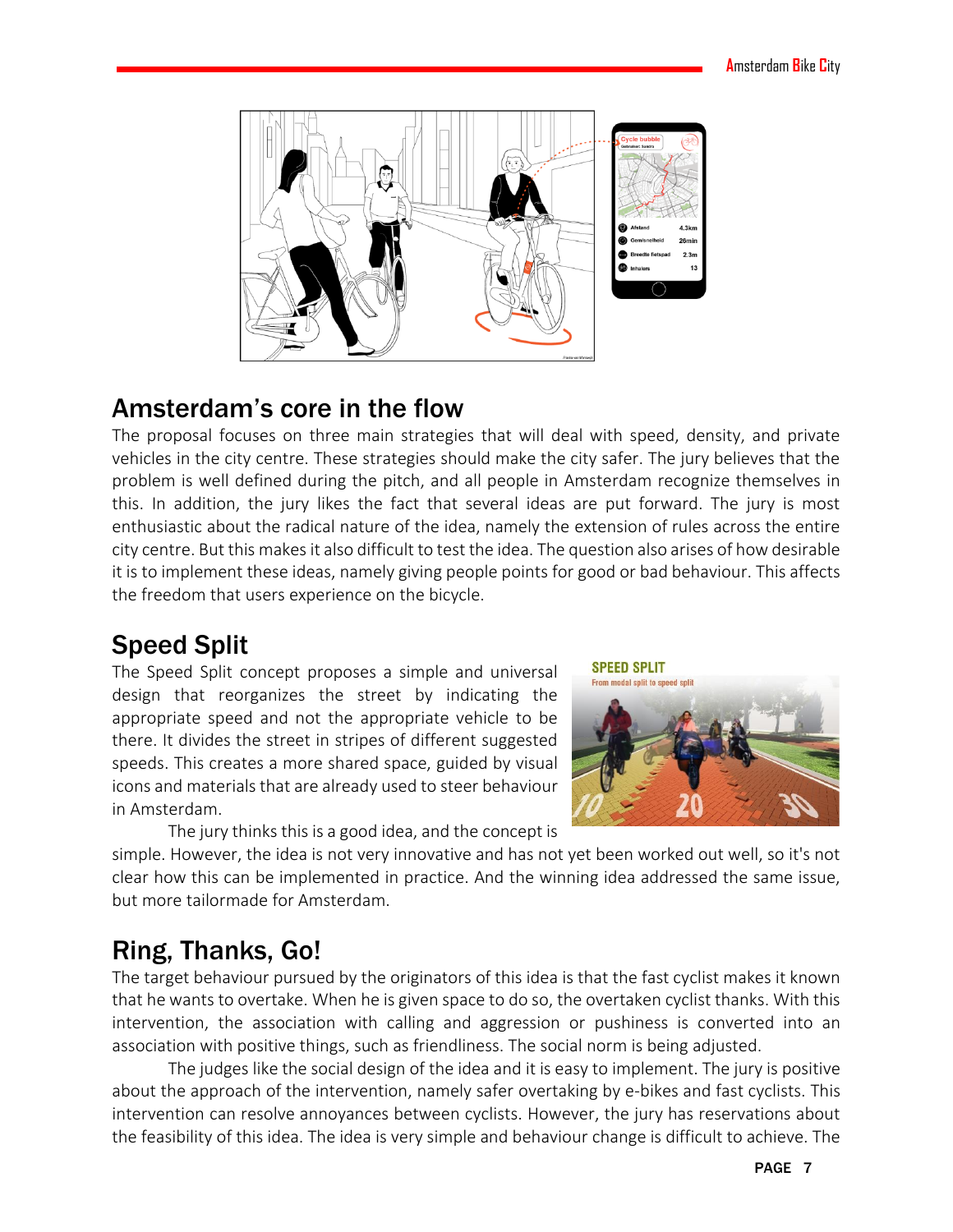## Amsterdam's core in the flow

The proposal focuses on three main strategies that will deal with speed, density, and private vehicles in the city centre. These strategies should make the city safer. The jury believes that the problem is well defined during the pitch, and all people in Amsterdam recognize themselves in this. In addition, the jury likes the fact that several ideas are put forward. The jury is most enthusiastic about the radical nature of the idea, namely the extension of rules across the entire city centre. But this makes it also difficult to test the idea. The question also arises of how desirable it is to implement these ideas, namely giving people points for good or bad behaviour. This affects the freedom that users experience on the bicycle.

## Speed Split

The Speed Split concept proposes a simple and universal design that reorganizes the street by indicating the appropriate speed and not the appropriate vehicle to be there. It divides the street in stripes of different suggested speeds. This creates a more shared space, guided by visual icons and materials that are already used to steer behaviour in Amsterdam.

The jury thinks this is a good idea, and the concept is simple. However, the idea is not very innovative and has not yet been worked out well, so it's not clear how this can be implemented in practice. And the winning idea addressed the same issue, but more tailormade for Amsterdam.

## Ring, Thanks, Go!

The target behaviour pursued by the originators of this idea is that the fast cyclist makes it known that he wants to overtake. When he is given space to do so, the overtaken cyclist thanks. With this intervention, the association with calling and aggression or pushiness is converted into an association with positive things, such as friendliness. The social norm is being adjusted.

The judges like the social design of the idea and it is easy to implement. The jury is positive about the approach of the intervention, namely safer overtaking by e-bikes and fast cyclists. This intervention can resolve annoyances between cyclists. However, the jury has reservations about the feasibility of this idea. The idea is very simple and behaviour change is difficult to achieve. The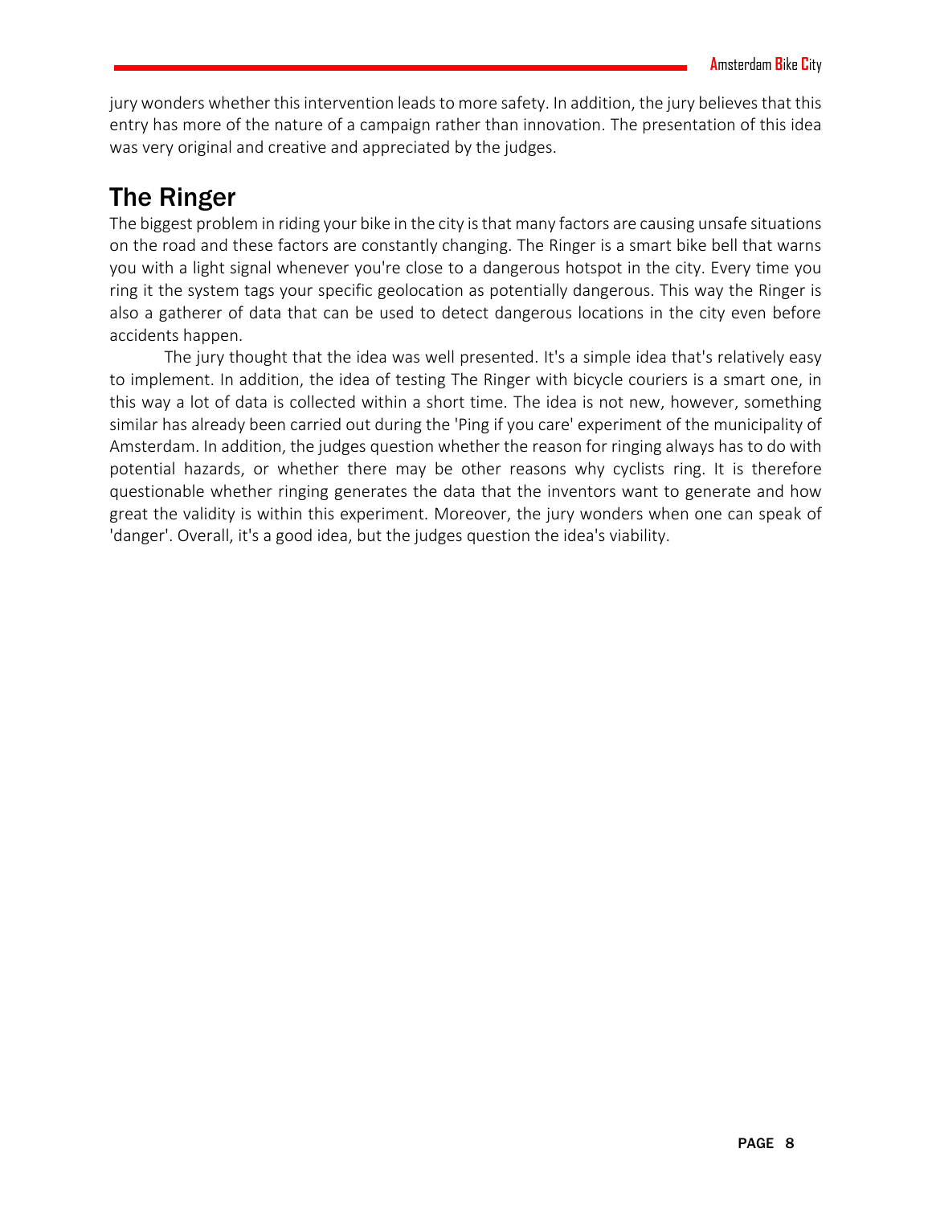jury wonders whether this intervention leads to more safety. In addition, the jury believes that this entry has more of the nature of a campaign rather than innovation. The presentation of this idea was very original and creative and appreciated by the judges.

## The Ringer

The biggest problem in riding your bike in the city is that many factors are causing unsafe situations on the road and these factors are constantly changing. The Ringer is a smart bike bell that warns you with a light signal whenever you're close to a dangerous hotspot in the city. Every time you ring it the system tags your specific geolocation as potentially dangerous. This way the Ringer is also a gatherer of data that can be used to detect dangerous locations in the city even before accidents happen.

The jury thought that the idea was well presented. It's a simple idea that's relatively easy to implement. In addition, the idea of testing The Ringer with bicycle couriers is a smart one, in this way a lot of data is collected within a short time. The idea is not new, however, something similar has already been carried out during the 'Ping if you care' experiment of the municipality of Amsterdam. In addition, the judges question whether the reason for ringing always has to do with potential hazards, or whether there may be other reasons why cyclists ring. It is therefore questionable whether ringing generates the data that the inventors want to generate and how great the validity is within this experiment. Moreover, the jury wonders when one can speak of 'danger'. Overall, it's a good idea, but the judges question the idea's viability.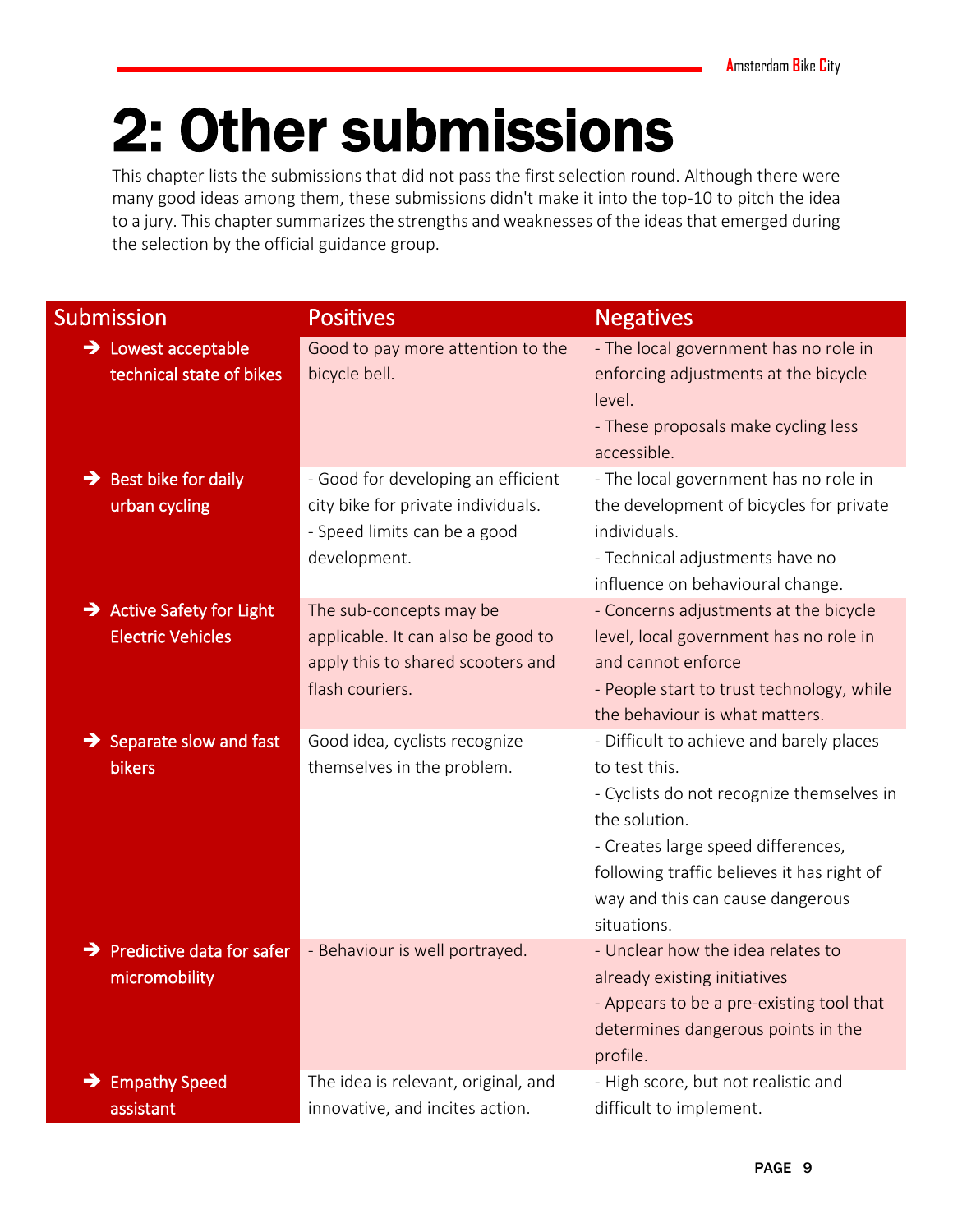# 2: Other submissions

This chapter lists the submissions that did not pass the first selection round. Although there were many good ideas among them, these submissions didn't make it into the top-10 to pitch the idea to a jury. This chapter summarizes the strengths and weaknesses of the ideas that emerged during the selection by the official guidance group.

| Submission | Positives | Negatives |
| --- | --- | --- |
| ➔ Lowest acceptable technical state of bikes | Good to pay more attention to the bicycle bell. | - The local government has no role in enforcing adjustments at the bicycle level.<br>- These proposals make cycling less accessible. |
| ➔ Best bike for daily urban cycling | - Good for developing an efficient city bike for private individuals.<br>- Speed limits can be a good development. | - The local government has no role in the development of bicycles for private individuals.<br>- Technical adjustments have no influence on behavioural change. |
| ➔ Active Safety for Light Electric Vehicles | The sub-concepts may be applicable. It can also be good to apply this to shared scooters and flash couriers. | - Concerns adjustments at the bicycle level, local government has no role in and cannot enforce<br>- People start to trust technology, while the behaviour is what matters. |
| ➔ Separate slow and fast bikers | Good idea, cyclists recognize themselves in the problem. | - Difficult to achieve and barely places to test this.<br>- Cyclists do not recognize themselves in the solution.<br>- Creates large speed differences, following traffic believes it has right of way and this can cause dangerous situations. |
| ➔ Predictive data for safer micromobility | - Behaviour is well portrayed. | - Unclear how the idea relates to already existing initiatives<br>- Appears to be a pre-existing tool that determines dangerous points in the profile. |
| ➔ Empathy Speed assistant | The idea is relevant, original, and innovative, and incites action. | - High score, but not realistic and difficult to implement. |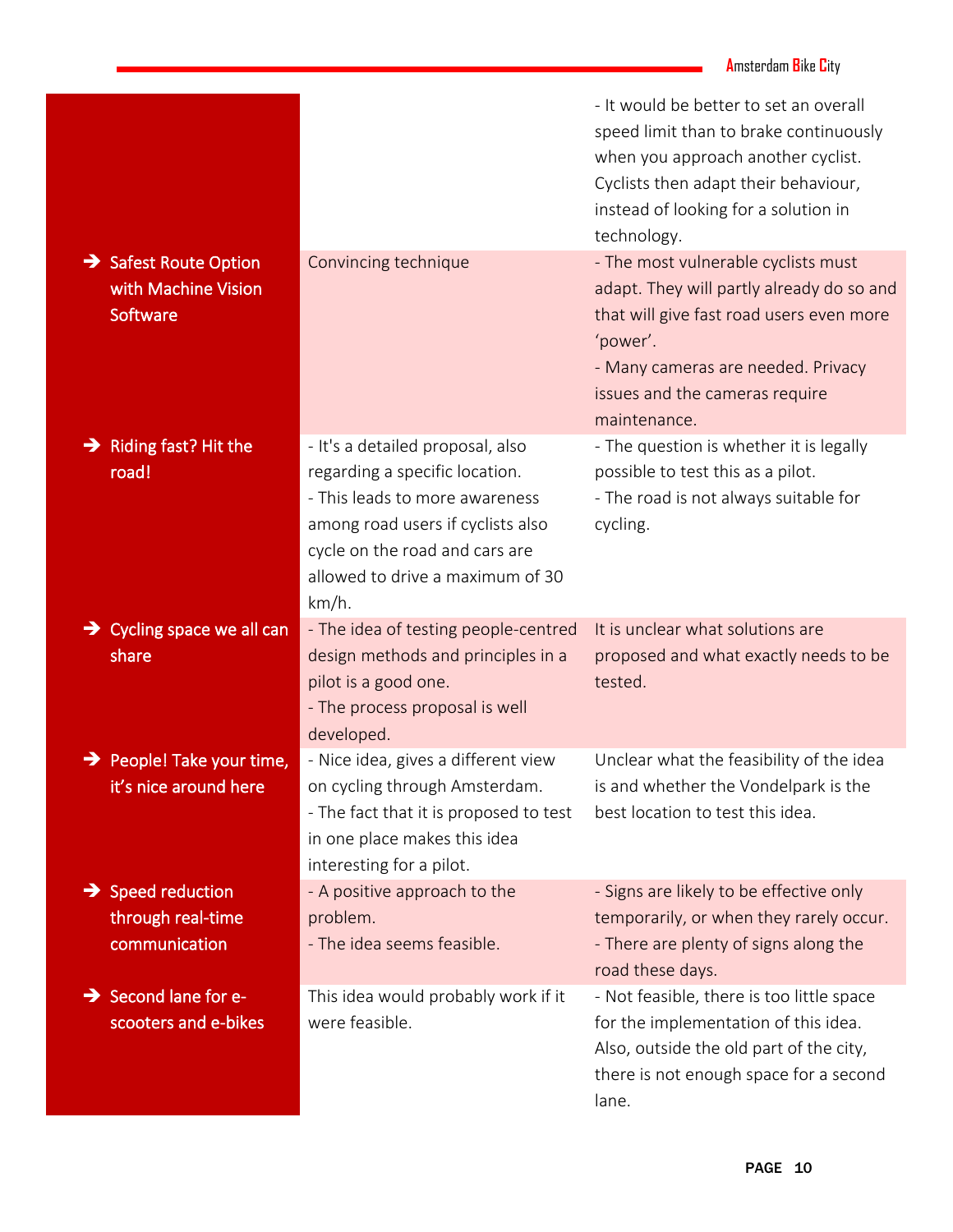| | | |
|---|---|---|
| | | - It would be better to set an overall speed limit than to brake continuously when you approach another cyclist. Cyclists then adapt their behaviour, instead of looking for a solution in technology. |
| ➔ Safest Route Option with Machine Vision Software | Convincing technique | - The most vulnerable cyclists must adapt. They will partly already do so and that will give fast road users even more 'power'.<br>- Many cameras are needed. Privacy issues and the cameras require maintenance. |
| ➔ Riding fast? Hit the road! | - It's a detailed proposal, also regarding a specific location.<br>- This leads to more awareness among road users if cyclists also cycle on the road and cars are allowed to drive a maximum of 30 km/h. | - The question is whether it is legally possible to test this as a pilot.<br>- The road is not always suitable for cycling. |
| ➔ Cycling space we all can share | - The idea of testing people-centred design methods and principles in a pilot is a good one.<br>- The process proposal is well developed. | It is unclear what solutions are proposed and what exactly needs to be tested. |
| ➔ People! Take your time, it's nice around here | - Nice idea, gives a different view on cycling through Amsterdam.<br>- The fact that it is proposed to test in one place makes this idea interesting for a pilot. | Unclear what the feasibility of the idea is and whether the Vondelpark is the best location to test this idea. |
| ➔ Speed reduction through real-time communication | - A positive approach to the problem.<br>- The idea seems feasible. | - Signs are likely to be effective only temporarily, or when they rarely occur.<br>- There are plenty of signs along the road these days. |
| ➔ Second lane for e-scooters and e-bikes | This idea would probably work if it were feasible. | - Not feasible, there is too little space for the implementation of this idea. Also, outside the old part of the city, there is not enough space for a second lane. |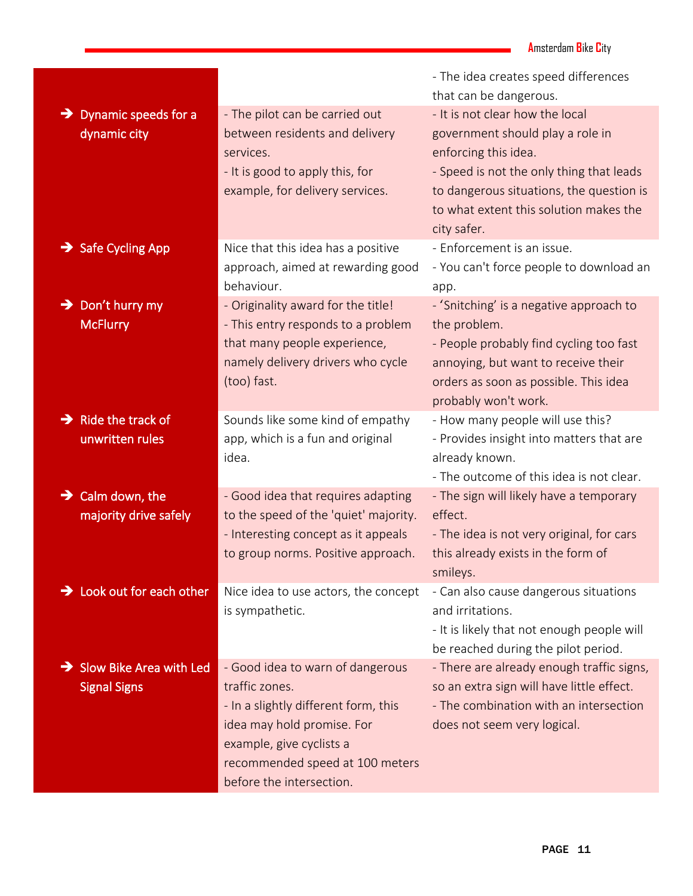| | | |
|---|---|---|
| | | - The idea creates speed differences that can be dangerous. |
| ➔ Dynamic speeds for a dynamic city | - The pilot can be carried out between residents and delivery services.<br>- It is good to apply this, for example, for delivery services. | - It is not clear how the local government should play a role in enforcing this idea.<br>- Speed is not the only thing that leads to dangerous situations, the question is to what extent this solution makes the city safer. |
| ➔ Safe Cycling App | Nice that this idea has a positive approach, aimed at rewarding good behaviour. | - Enforcement is an issue.<br>- You can't force people to download an app. |
| ➔ Don't hurry my McFlurry | - Originality award for the title!<br>- This entry responds to a problem that many people experience, namely delivery drivers who cycle (too) fast. | - 'Snitching' is a negative approach to the problem.<br>- People probably find cycling too fast annoying, but want to receive their orders as soon as possible. This idea probably won't work. |
| ➔ Ride the track of unwritten rules | Sounds like some kind of empathy app, which is a fun and original idea. | - How many people will use this?<br>- Provides insight into matters that are already known.<br>- The outcome of this idea is not clear. |
| ➔ Calm down, the majority drive safely | - Good idea that requires adapting to the speed of the 'quiet' majority.<br>- Interesting concept as it appeals to group norms. Positive approach. | - The sign will likely have a temporary effect.<br>- The idea is not very original, for cars this already exists in the form of smileys. |
| ➔ Look out for each other | Nice idea to use actors, the concept is sympathetic. | - Can also cause dangerous situations and irritations.<br>- It is likely that not enough people will be reached during the pilot period. |
| ➔ Slow Bike Area with Led Signal Signs | - Good idea to warn of dangerous traffic zones.<br>- In a slightly different form, this idea may hold promise. For example, give cyclists a recommended speed at 100 meters before the intersection. | - There are already enough traffic signs, so an extra sign will have little effect.<br>- The combination with an intersection does not seem very logical. |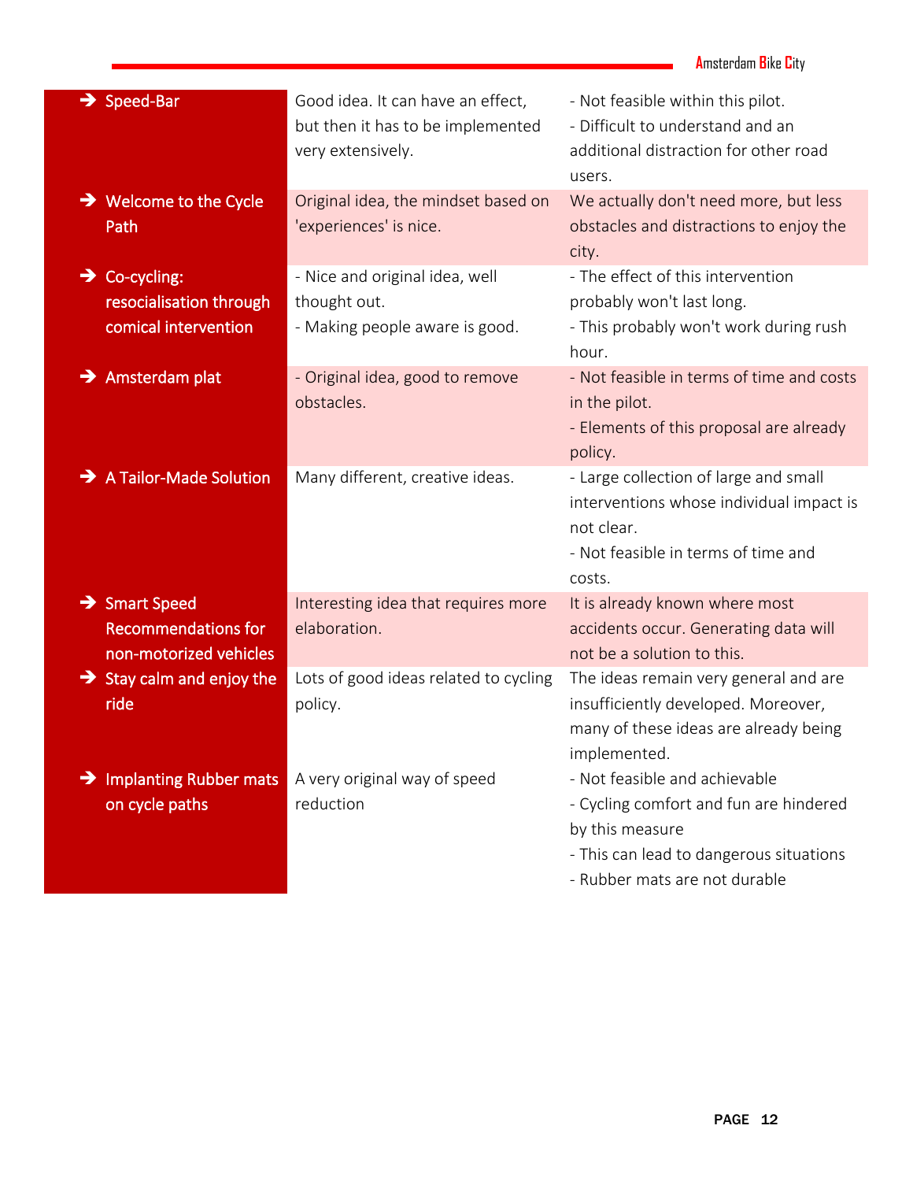| | | |
|---|---|---|
| ➔ Speed-Bar | Good idea. It can have an effect, but then it has to be implemented very extensively. | - Not feasible within this pilot.<br>- Difficult to understand and an additional distraction for other road users. |
| ➔ Welcome to the Cycle Path | Original idea, the mindset based on 'experiences' is nice. | We actually don't need more, but less obstacles and distractions to enjoy the city. |
| ➔ Co-cycling: resocialisation through comical intervention | - Nice and original idea, well thought out.<br>- Making people aware is good. | - The effect of this intervention probably won't last long.<br>- This probably won't work during rush hour. |
| ➔ Amsterdam plat | - Original idea, good to remove obstacles. | - Not feasible in terms of time and costs in the pilot.<br>- Elements of this proposal are already policy. |
| ➔ A Tailor-Made Solution | Many different, creative ideas. | - Large collection of large and small interventions whose individual impact is not clear.<br>- Not feasible in terms of time and costs. |
| ➔ Smart Speed Recommendations for non-motorized vehicles | Interesting idea that requires more elaboration. | It is already known where most accidents occur. Generating data will not be a solution to this. |
| ➔ Stay calm and enjoy the ride | Lots of good ideas related to cycling policy. | The ideas remain very general and are insufficiently developed. Moreover, many of these ideas are already being implemented. |
| ➔ Implanting Rubber mats on cycle paths | A very original way of speed reduction | - Not feasible and achievable<br>- Cycling comfort and fun are hindered by this measure<br>- This can lead to dangerous situations<br>- Rubber mats are not durable |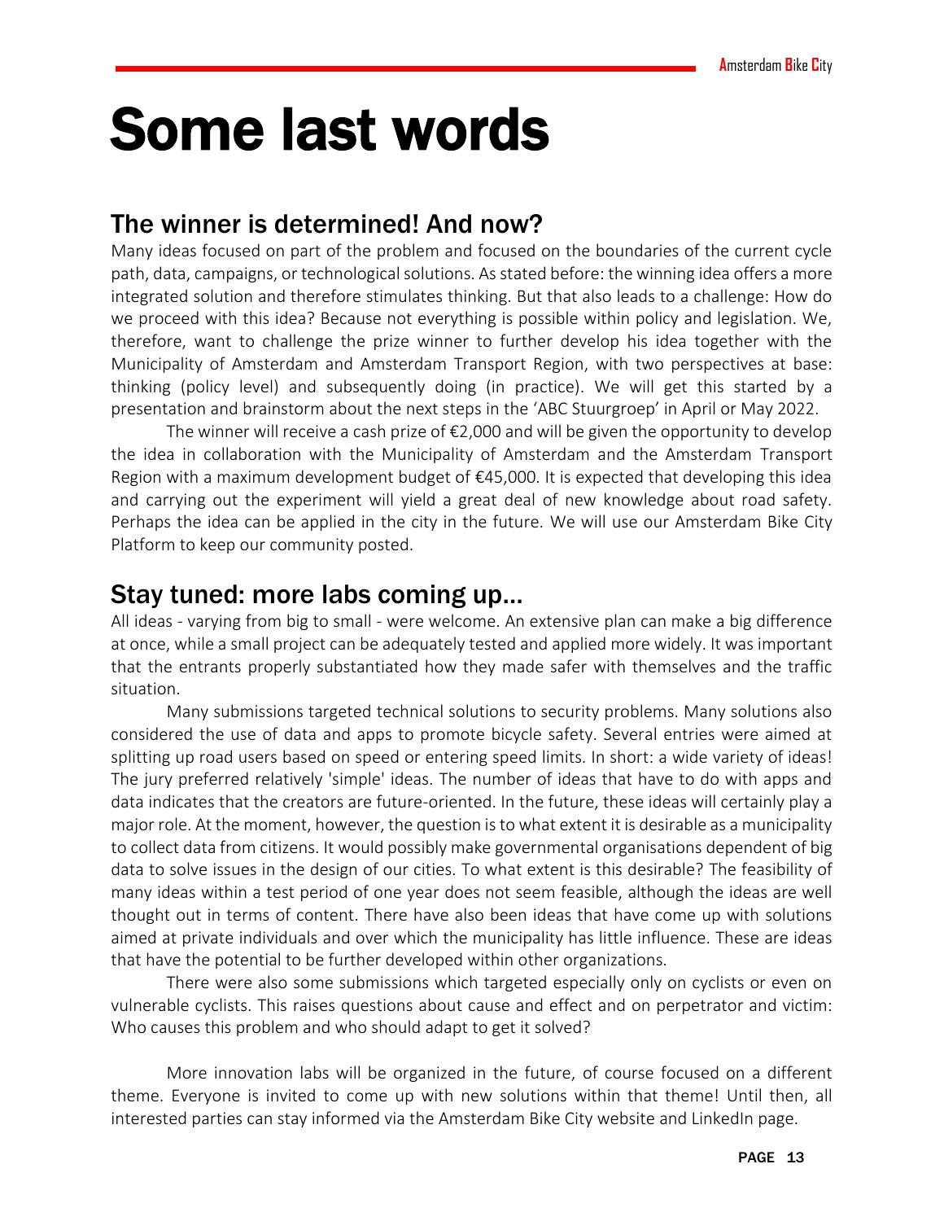# Some last words

## The winner is determined! And now?

Many ideas focused on part of the problem and focused on the boundaries of the current cycle path, data, campaigns, or technological solutions. As stated before: the winning idea offers a more integrated solution and therefore stimulates thinking. But that also leads to a challenge: How do we proceed with this idea? Because not everything is possible within policy and legislation. We, therefore, want to challenge the prize winner to further develop his idea together with the Municipality of Amsterdam and Amsterdam Transport Region, with two perspectives at base: thinking (policy level) and subsequently doing (in practice). We will get this started by a presentation and brainstorm about the next steps in the 'ABC Stuurgroep' in April or May 2022.

The winner will receive a cash prize of €2,000 and will be given the opportunity to develop the idea in collaboration with the Municipality of Amsterdam and the Amsterdam Transport Region with a maximum development budget of €45,000. It is expected that developing this idea and carrying out the experiment will yield a great deal of new knowledge about road safety. Perhaps the idea can be applied in the city in the future. We will use our Amsterdam Bike City Platform to keep our community posted.

## Stay tuned: more labs coming up...

All ideas - varying from big to small - were welcome. An extensive plan can make a big difference at once, while a small project can be adequately tested and applied more widely. It was important that the entrants properly substantiated how they made safer with themselves and the traffic situation.

Many submissions targeted technical solutions to security problems. Many solutions also considered the use of data and apps to promote bicycle safety. Several entries were aimed at splitting up road users based on speed or entering speed limits. In short: a wide variety of ideas! The jury preferred relatively 'simple' ideas. The number of ideas that have to do with apps and data indicates that the creators are future-oriented. In the future, these ideas will certainly play a major role. At the moment, however, the question is to what extent it is desirable as a municipality to collect data from citizens. It would possibly make governmental organisations dependent of big data to solve issues in the design of our cities. To what extent is this desirable? The feasibility of many ideas within a test period of one year does not seem feasible, although the ideas are well thought out in terms of content. There have also been ideas that have come up with solutions aimed at private individuals and over which the municipality has little influence. These are ideas that have the potential to be further developed within other organizations.

There were also some submissions which targeted especially only on cyclists or even on vulnerable cyclists. This raises questions about cause and effect and on perpetrator and victim: Who causes this problem and who should adapt to get it solved?

More innovation labs will be organized in the future, of course focused on a different theme. Everyone is invited to come up with new solutions within that theme! Until then, all interested parties can stay informed via the Amsterdam Bike City website and LinkedIn page.